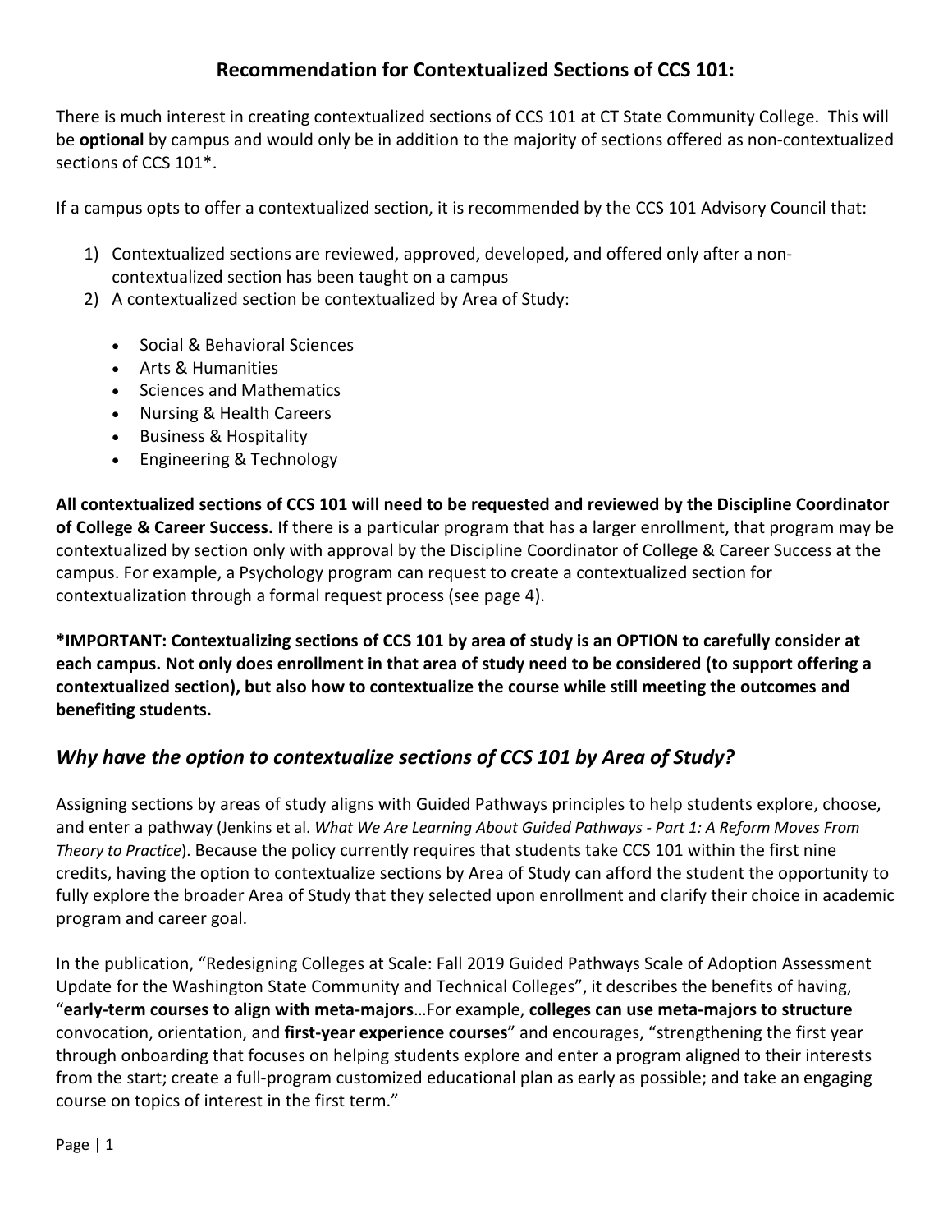# Recommendation for Contextualized Sections of CCS 101:

There is much interest in creating contextualized sections of CCS 101 at CT State Community College. This will be **optional** by campus and would only be in addition to the majority of sections offered as non-contextualized sections of CCS 101*.

If a campus opts to offer a contextualized section, it is recommended by the CCS 101 Advisory Council that:

1) Contextualized sections are reviewed, approved, developed, and offered only after a non-contextualized section has been taught on a campus
2) A contextualized section be contextualized by Area of Study:
    - Social & Behavioral Sciences
    - Arts & Humanities
    - Sciences and Mathematics
    - Nursing & Health Careers
    - Business & Hospitality
    - Engineering & Technology

**All contextualized sections of CCS 101 will need to be requested and reviewed by the Discipline Coordinator of College & Career Success.** If there is a particular program that has a larger enrollment, that program may be contextualized by section only with approval by the Discipline Coordinator of College & Career Success at the campus. For example, a Psychology program can request to create a contextualized section for contextualization through a formal request process (see page 4).

**\*IMPORTANT: Contextualizing sections of CCS 101 by area of study is an OPTION to carefully consider at each campus. Not only does enrollment in that area of study need to be considered (to support offering a contextualized section), but also how to contextualize the course while still meeting the outcomes and benefiting students.**

## *Why have the option to contextualize sections of CCS 101 by Area of Study?*

Assigning sections by areas of study aligns with Guided Pathways principles to help students explore, choose, and enter a pathway (Jenkins et al. *What We Are Learning About Guided Pathways - Part 1: A Reform Moves From Theory to Practice*). Because the policy currently requires that students take CCS 101 within the first nine credits, having the option to contextualize sections by Area of Study can afford the student the opportunity to fully explore the broader Area of Study that they selected upon enrollment and clarify their choice in academic program and career goal.

In the publication, "Redesigning Colleges at Scale: Fall 2019 Guided Pathways Scale of Adoption Assessment Update for the Washington State Community and Technical Colleges", it describes the benefits of having, "**early-term courses to align with meta-majors**…For example, **colleges can use meta-majors to structure** convocation, orientation, and **first-year experience courses**" and encourages, "strengthening the first year through onboarding that focuses on helping students explore and enter a program aligned to their interests from the start; create a full-program customized educational plan as early as possible; and take an engaging course on topics of interest in the first term."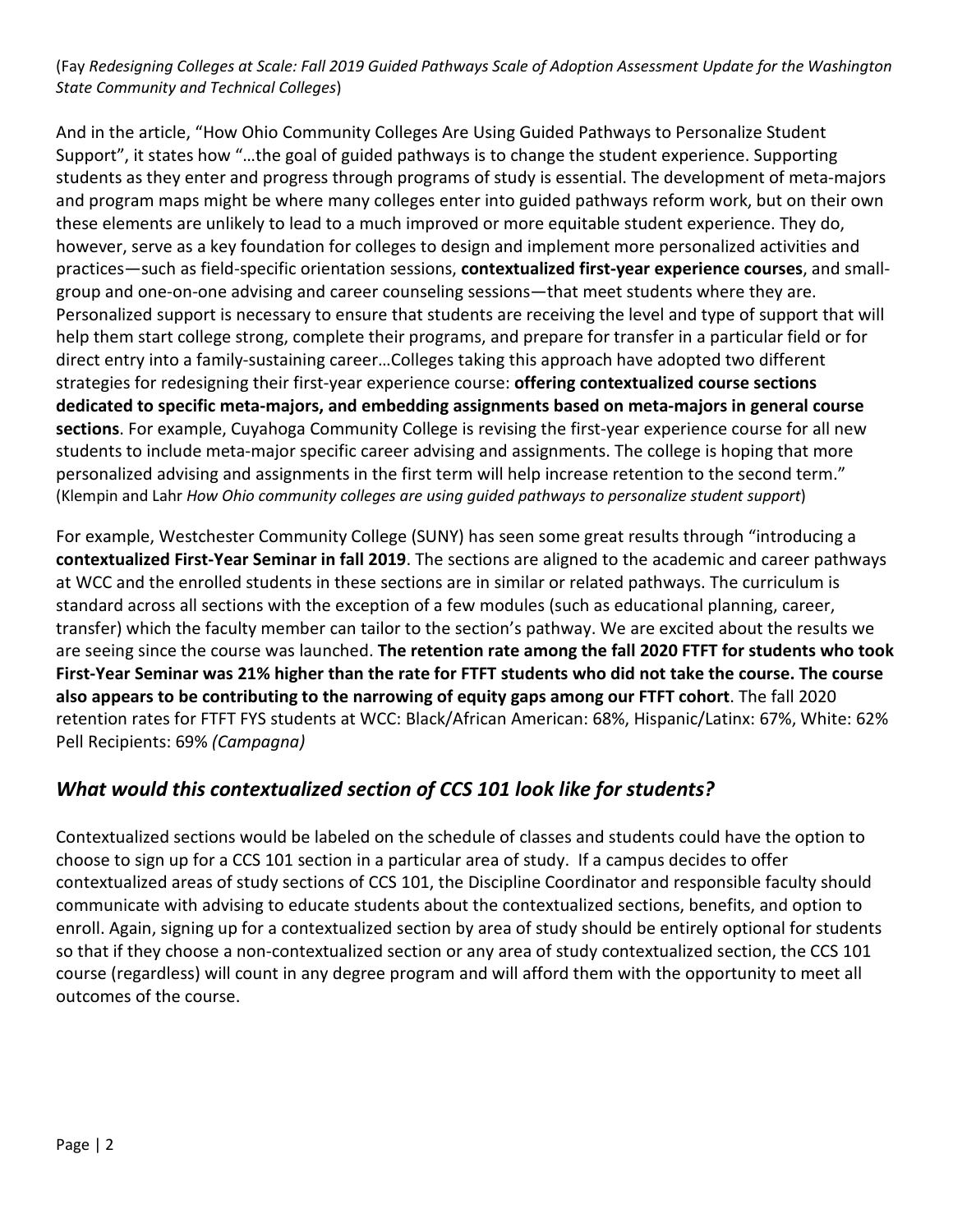(Fay *Redesigning Colleges at Scale: Fall 2019 Guided Pathways Scale of Adoption Assessment Update for the Washington State Community and Technical Colleges*)

And in the article, "How Ohio Community Colleges Are Using Guided Pathways to Personalize Student Support", it states how "…the goal of guided pathways is to change the student experience. Supporting students as they enter and progress through programs of study is essential. The development of meta-majors and program maps might be where many colleges enter into guided pathways reform work, but on their own these elements are unlikely to lead to a much improved or more equitable student experience. They do, however, serve as a key foundation for colleges to design and implement more personalized activities and practices—such as field-specific orientation sessions, **contextualized first-year experience courses**, and small-group and one-on-one advising and career counseling sessions—that meet students where they are. Personalized support is necessary to ensure that students are receiving the level and type of support that will help them start college strong, complete their programs, and prepare for transfer in a particular field or for direct entry into a family-sustaining career…Colleges taking this approach have adopted two different strategies for redesigning their first-year experience course: **offering contextualized course sections dedicated to specific meta-majors, and embedding assignments based on meta-majors in general course sections**. For example, Cuyahoga Community College is revising the first-year experience course for all new students to include meta-major specific career advising and assignments. The college is hoping that more personalized advising and assignments in the first term will help increase retention to the second term." (Klempin and Lahr *How Ohio community colleges are using guided pathways to personalize student support*)

For example, Westchester Community College (SUNY) has seen some great results through "introducing a **contextualized First-Year Seminar in fall 2019**. The sections are aligned to the academic and career pathways at WCC and the enrolled students in these sections are in similar or related pathways. The curriculum is standard across all sections with the exception of a few modules (such as educational planning, career, transfer) which the faculty member can tailor to the section's pathway. We are excited about the results we are seeing since the course was launched. **The retention rate among the fall 2020 FTFT for students who took First-Year Seminar was 21% higher than the rate for FTFT students who did not take the course. The course also appears to be contributing to the narrowing of equity gaps among our FTFT cohort**. The fall 2020 retention rates for FTFT FYS students at WCC: Black/African American: 68%, Hispanic/Latinx: 67%, White: 62% Pell Recipients: 69% *(Campagna)*

## *What would this contextualized section of CCS 101 look like for students?*

Contextualized sections would be labeled on the schedule of classes and students could have the option to choose to sign up for a CCS 101 section in a particular area of study. If a campus decides to offer contextualized areas of study sections of CCS 101, the Discipline Coordinator and responsible faculty should communicate with advising to educate students about the contextualized sections, benefits, and option to enroll. Again, signing up for a contextualized section by area of study should be entirely optional for students so that if they choose a non-contextualized section or any area of study contextualized section, the CCS 101 course (regardless) will count in any degree program and will afford them with the opportunity to meet all outcomes of the course.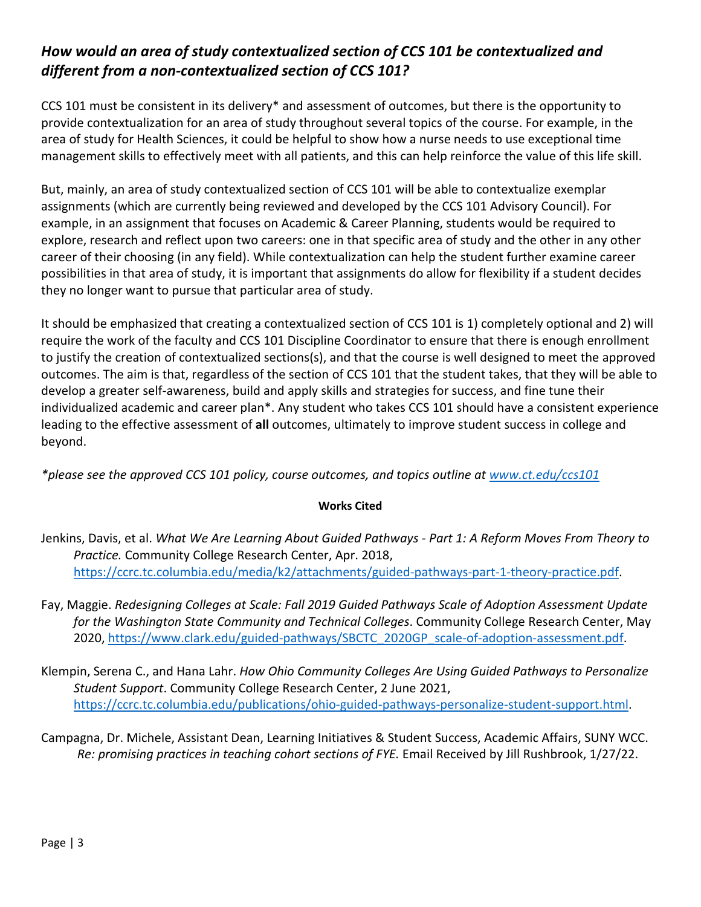### *How would an area of study contextualized section of CCS 101 be contextualized and different from a non-contextualized section of CCS 101?*

CCS 101 must be consistent in its delivery* and assessment of outcomes, but there is the opportunity to provide contextualization for an area of study throughout several topics of the course. For example, in the area of study for Health Sciences, it could be helpful to show how a nurse needs to use exceptional time management skills to effectively meet with all patients, and this can help reinforce the value of this life skill.

But, mainly, an area of study contextualized section of CCS 101 will be able to contextualize exemplar assignments (which are currently being reviewed and developed by the CCS 101 Advisory Council). For example, in an assignment that focuses on Academic & Career Planning, students would be required to explore, research and reflect upon two careers: one in that specific area of study and the other in any other career of their choosing (in any field). While contextualization can help the student further examine career possibilities in that area of study, it is important that assignments do allow for flexibility if a student decides they no longer want to pursue that particular area of study.

It should be emphasized that creating a contextualized section of CCS 101 is 1) completely optional and 2) will require the work of the faculty and CCS 101 Discipline Coordinator to ensure that there is enough enrollment to justify the creation of contextualized sections(s), and that the course is well designed to meet the approved outcomes. The aim is that, regardless of the section of CCS 101 that the student takes, that they will be able to develop a greater self-awareness, build and apply skills and strategies for success, and fine tune their individualized academic and career plan*. Any student who takes CCS 101 should have a consistent experience leading to the effective assessment of **all** outcomes, ultimately to improve student success in college and beyond.

*\*please see the approved CCS 101 policy, course outcomes, and topics outline at [www.ct.edu/ccs101](www.ct.edu/ccs101)*

**Works Cited**

Jenkins, Davis, et al. *What We Are Learning About Guided Pathways - Part 1: A Reform Moves From Theory to Practice.* Community College Research Center, Apr. 2018, https://ccrc.tc.columbia.edu/media/k2/attachments/guided-pathways-part-1-theory-practice.pdf.

Fay, Maggie. *Redesigning Colleges at Scale: Fall 2019 Guided Pathways Scale of Adoption Assessment Update for the Washington State Community and Technical Colleges*. Community College Research Center, May 2020, https://www.clark.edu/guided-pathways/SBCTC_2020GP_scale-of-adoption-assessment.pdf.

Klempin, Serena C., and Hana Lahr. *How Ohio Community Colleges Are Using Guided Pathways to Personalize Student Support*. Community College Research Center, 2 June 2021, https://ccrc.tc.columbia.edu/publications/ohio-guided-pathways-personalize-student-support.html.

Campagna, Dr. Michele, Assistant Dean, Learning Initiatives & Student Success, Academic Affairs, SUNY WCC. *Re: promising practices in teaching cohort sections of FYE.* Email Received by Jill Rushbrook, 1/27/22.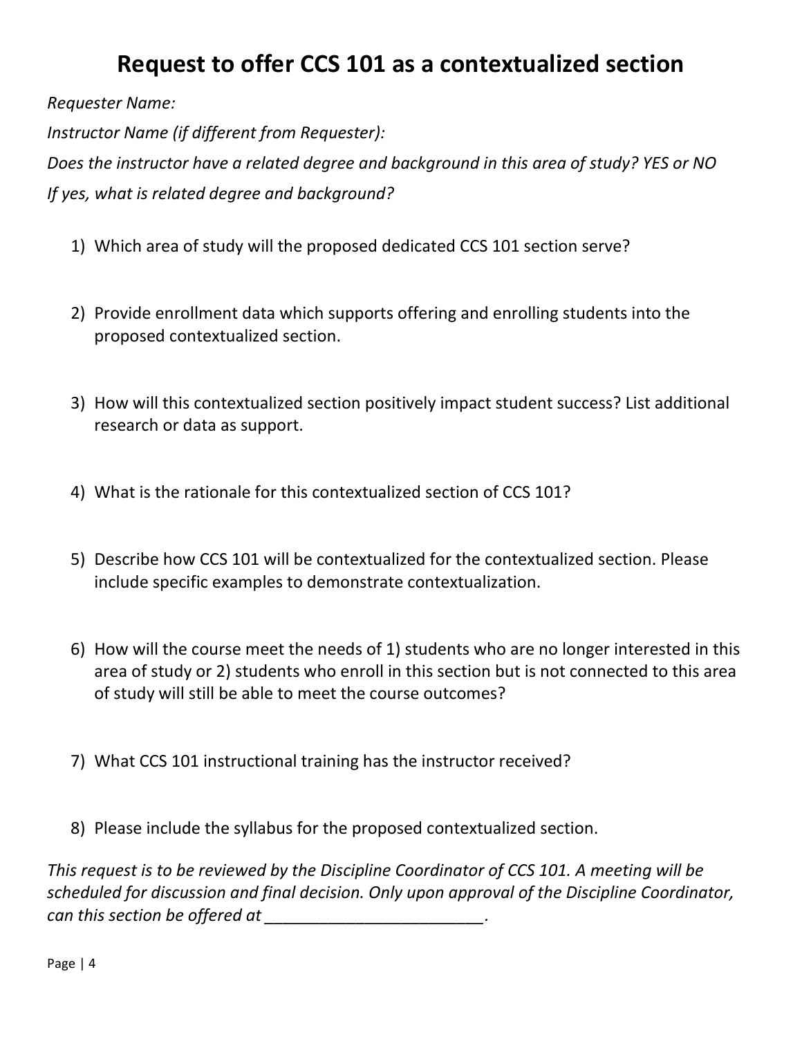# Request to offer CCS 101 as a contextualized section

*Requester Name:*

*Instructor Name (if different from Requester):*

*Does the instructor have a related degree and background in this area of study? YES or NO*

*If yes, what is related degree and background?*

1) Which area of study will the proposed dedicated CCS 101 section serve?

2) Provide enrollment data which supports offering and enrolling students into the proposed contextualized section.

3) How will this contextualized section positively impact student success? List additional research or data as support.

4) What is the rationale for this contextualized section of CCS 101?

5) Describe how CCS 101 will be contextualized for the contextualized section. Please include specific examples to demonstrate contextualization.

6) How will the course meet the needs of 1) students who are no longer interested in this area of study or 2) students who enroll in this section but is not connected to this area of study will still be able to meet the course outcomes?

7) What CCS 101 instructional training has the instructor received?

8) Please include the syllabus for the proposed contextualized section.

*This request is to be reviewed by the Discipline Coordinator of CCS 101. A meeting will be scheduled for discussion and final decision. Only upon approval of the Discipline Coordinator, can this section be offered at ________________________.*